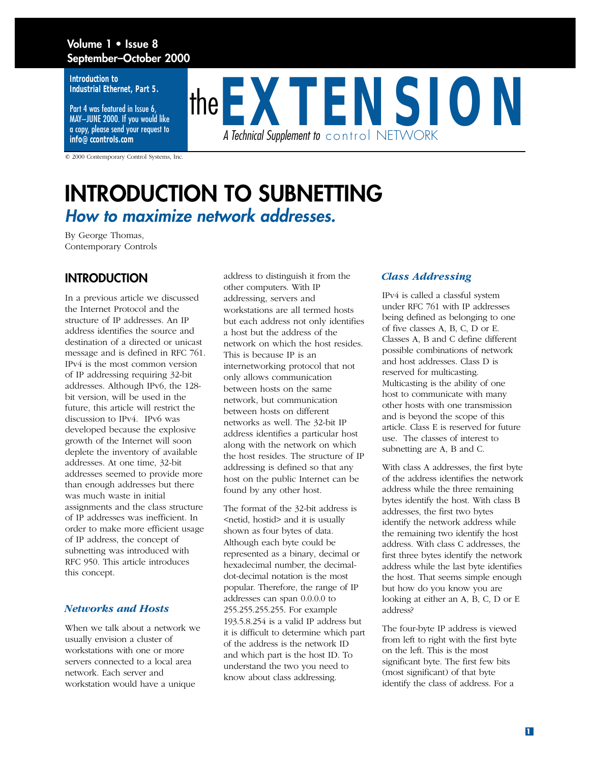Introduction to Industrial Ethernet, Part 5.

Part 4 was featured in Issue 6, MAY–JUNE 2000. If you would like a copy, please send your request to info@ccontrols.com

# the EXTENSION

*A Technical Supplement to* control NETWORK

© 2000 Contemporary Control Systems, Inc.

# INTRODUCTION TO SUBNETTING

## *How to maximize network addresses.*

By George Thomas,
Contemporary Controls

## INTRODUCTION

In a previous article we discussed the Internet Protocol and the structure of IP addresses. An IP address identifies the source and destination of a directed or unicast message and is defined in RFC 761. IPv4 is the most common version of IP addressing requiring 32-bit addresses. Although IPv6, the 128-bit version, will be used in the future, this article will restrict the discussion to IPv4. IPv6 was developed because the explosive growth of the Internet will soon deplete the inventory of available addresses. At one time, 32-bit addresses seemed to provide more than enough addresses but there was much waste in initial assignments and the class structure of IP addresses was inefficient. In order to make more efficient usage of IP address, the concept of subnetting was introduced with RFC 950. This article introduces this concept.

### *Networks and Hosts*

When we talk about a network we usually envision a cluster of workstations with one or more servers connected to a local area network. Each server and workstation would have a unique address to distinguish it from the other computers. With IP addressing, servers and workstations are all termed hosts but each address not only identifies a host but the address of the network on which the host resides. This is because IP is an internetworking protocol that not only allows communication between hosts on the same network, but communication between hosts on different networks as well. The 32-bit IP address identifies a particular host along with the network on which the host resides. The structure of IP addressing is defined so that any host on the public Internet can be found by any other host.

The format of the 32-bit address is <netid, hostid> and it is usually shown as four bytes of data. Although each byte could be represented as a binary, decimal or hexadecimal number, the decimal-dot-decimal notation is the most popular. Therefore, the range of IP addresses can span 0.0.0.0 to 255.255.255.255. For example 193.5.8.254 is a valid IP address but it is difficult to determine which part of the address is the network ID and which part is the host ID. To understand the two you need to know about class addressing.

### *Class Addressing*

IPv4 is called a classful system under RFC 761 with IP addresses being defined as belonging to one of five classes A, B, C, D or E. Classes A, B and C define different possible combinations of network and host addresses. Class D is reserved for multicasting. Multicasting is the ability of one host to communicate with many other hosts with one transmission and is beyond the scope of this article. Class E is reserved for future use. The classes of interest to subnetting are A, B and C.

With class A addresses, the first byte of the address identifies the network address while the three remaining bytes identify the host. With class B addresses, the first two bytes identify the network address while the remaining two identify the host address. With class C addresses, the first three bytes identify the network address while the last byte identifies the host. That seems simple enough but how do you know you are looking at either an A, B, C, D or E address?

The four-byte IP address is viewed from left to right with the first byte on the left. This is the most significant byte. The first few bits (most significant) of that byte identify the class of address. For a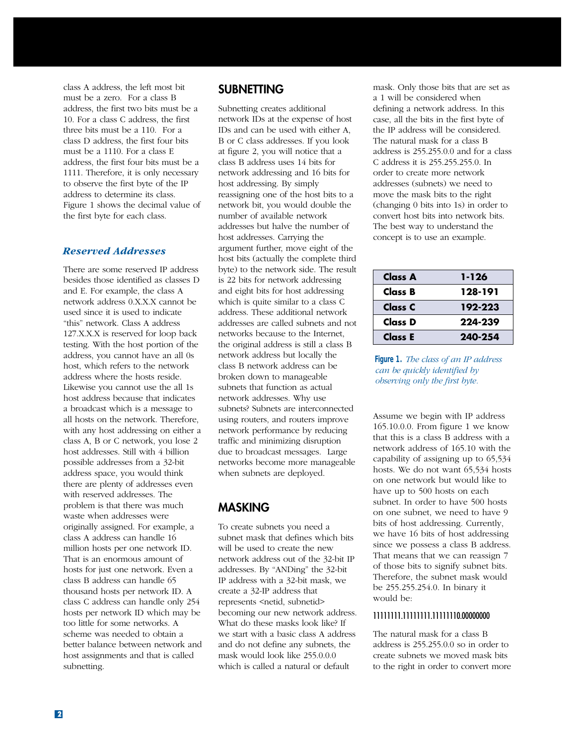class A address, the left most bit must be a zero. For a class B address, the first two bits must be a 10. For a class C address, the first three bits must be a 110. For a class D address, the first four bits must be a 1110. For a class E address, the first four bits must be a 1111. Therefore, it is only necessary to observe the first byte of the IP address to determine its class. Figure 1 shows the decimal value of the first byte for each class.

### *Reserved Addresses*

There are some reserved IP address besides those identified as classes D and E. For example, the class A network address 0.X.X.X cannot be used since it is used to indicate "this" network. Class A address 127.X.X.X is reserved for loop back testing. With the host portion of the address, you cannot have an all 0s host, which refers to the network address where the hosts reside. Likewise you cannot use the all 1s host address because that indicates a broadcast which is a message to all hosts on the network. Therefore, with any host addressing on either a class A, B or C network, you lose 2 host addresses. Still with 4 billion possible addresses from a 32-bit address space, you would think there are plenty of addresses even with reserved addresses. The problem is that there was much waste when addresses were originally assigned. For example, a class A address can handle 16 million hosts per one network ID. That is an enormous amount of hosts for just one network. Even a class B address can handle 65 thousand hosts per network ID. A class C address can handle only 254 hosts per network ID which may be too little for some networks. A scheme was needed to obtain a better balance between network and host assignments and that is called subnetting.

## SUBNETTING

Subnetting creates additional network IDs at the expense of host IDs and can be used with either A, B or C class addresses. If you look at figure 2, you will notice that a class B address uses 14 bits for network addressing and 16 bits for host addressing. By simply reassigning one of the host bits to a network bit, you would double the number of available network addresses but halve the number of host addresses. Carrying the argument further, move eight of the host bits (actually the complete third byte) to the network side. The result is 22 bits for network addressing and eight bits for host addressing which is quite similar to a class C address. These additional network addresses are called subnets and not networks because to the Internet, the original address is still a class B network address but locally the class B network address can be broken down to manageable subnets that function as actual network addresses. Why use subnets? Subnets are interconnected using routers, and routers improve network performance by reducing traffic and minimizing disruption due to broadcast messages. Large networks become more manageable when subnets are deployed.

## MASKING

To create subnets you need a subnet mask that defines which bits will be used to create the new network address out of the 32-bit IP addresses. By "ANDing" the 32-bit IP address with a 32-bit mask, we create a 32-IP address that represents <netid, subnetid> becoming our new network address. What do these masks look like? If we start with a basic class A address and do not define any subnets, the mask would look like 255.0.0.0 which is called a natural or default mask. Only those bits that are set as a 1 will be considered when defining a network address. In this case, all the bits in the first byte of the IP address will be considered. The natural mask for a class B address is 255.255.0.0 and for a class C address it is 255.255.255.0. In order to create more network addresses (subnets) we need to move the mask bits to the right (changing 0 bits into 1s) in order to convert host bits into network bits. The best way to understand the concept is to use an example.

| Class | First byte |
|---|---|
| **Class A** | **1-126** |
| **Class B** | **128-191** |
| **Class C** | **192-223** |
| **Class D** | **224-239** |
| **Class E** | **240-254** |

**Figure 1.** *The class of an IP address can be quickly identified by observing only the first byte.*

Assume we begin with IP address 165.10.0.0. From figure 1 we know that this is a class B address with a network address of 165.10 with the capability of assigning up to 65,534 hosts. We do not want 65,534 hosts on one network but would like to have up to 500 hosts on each subnet. In order to have 500 hosts on one subnet, we need to have 9 bits of host addressing. Currently, we have 16 bits of host addressing since we possess a class B address. That means that we can reassign 7 of those bits to signify subnet bits. Therefore, the subnet mask would be 255.255.254.0. In binary it would be:

```
11111111.11111111.11111110.00000000
```

The natural mask for a class B address is 255.255.0.0 so in order to create subnets we moved mask bits to the right in order to convert more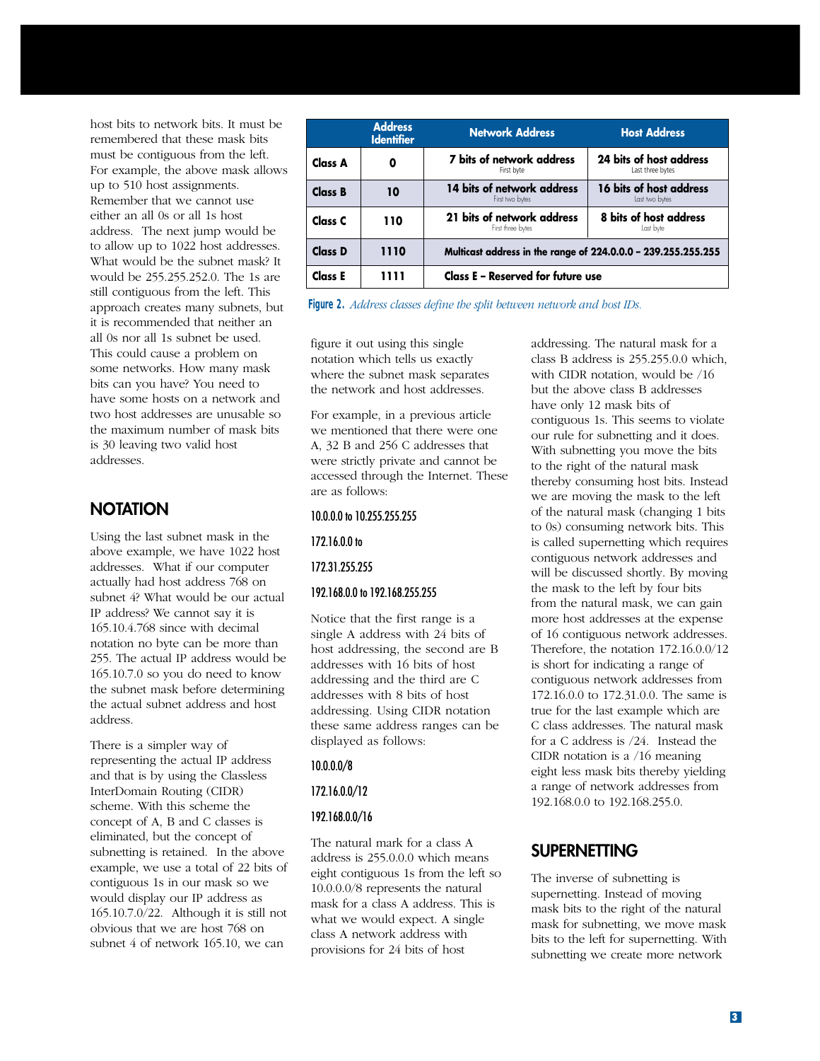host bits to network bits. It must be remembered that these mask bits must be contiguous from the left. For example, the above mask allows up to 510 host assignments. Remember that we cannot use either an all 0s or all 1s host address. The next jump would be to allow up to 1022 host addresses. What would be the subnet mask? It would be 255.255.252.0. The 1s are still contiguous from the left. This approach creates many subnets, but it is recommended that neither an all 0s nor all 1s subnet be used. This could cause a problem on some networks. How many mask bits can you have? You need to have some hosts on a network and two host addresses are unusable so the maximum number of mask bits is 30 leaving two valid host addresses.

| | Address Identifier | Network Address | Host Address |
|---|---|---|---|
| **Class A** | **0** | **7 bits of network address** First byte | **24 bits of host address** Last three bytes |
| **Class B** | **10** | **14 bits of network address** First two bytes | **16 bits of host address** Last two bytes |
| **Class C** | **110** | **21 bits of network address** First three bytes | **8 bits of host address** Last byte |
| **Class D** | **1110** | **Multicast address in the range of 224.0.0.0 – 239.255.255.255** | |
| **Class E** | **1111** | **Class E – Reserved for future use** | |

**Figure 2.** *Address classes define the split between network and host IDs.*

## NOTATION

Using the last subnet mask in the above example, we have 1022 host addresses. What if our computer actually had host address 768 on subnet 4? What would be our actual IP address? We cannot say it is 165.10.4.768 since with decimal notation no byte can be more than 255. The actual IP address would be 165.10.7.0 so you do need to know the subnet mask before determining the actual subnet address and host address.

There is a simpler way of representing the actual IP address and that is by using the Classless InterDomain Routing (CIDR) scheme. With this scheme the concept of A, B and C classes is eliminated, but the concept of subnetting is retained. In the above example, we use a total of 22 bits of contiguous 1s in our mask so we would display our IP address as 165.10.7.0/22. Although it is still not obvious that we are host 768 on subnet 4 of network 165.10, we can figure it out using this single notation which tells us exactly where the subnet mask separates the network and host addresses.

For example, in a previous article we mentioned that there were one A, 32 B and 256 C addresses that were strictly private and cannot be accessed through the Internet. These are as follows:

**10.0.0.0 to 10.255.255.255**

**172.16.0.0 to**

**172.31.255.255**

**192.168.0.0 to 192.168.255.255**

Notice that the first range is a single A address with 24 bits of host addressing, the second are B addresses with 16 bits of host addressing and the third are C addresses with 8 bits of host addressing. Using CIDR notation these same address ranges can be displayed as follows:

**10.0.0.0/8**

**172.16.0.0/12**

**192.168.0.0/16**

The natural mark for a class A address is 255.0.0.0 which means eight contiguous 1s from the left so 10.0.0.0/8 represents the natural mask for a class A address. This is what we would expect. A single class A network address with provisions for 24 bits of host addressing. The natural mask for a class B address is 255.255.0.0 which, with CIDR notation, would be /16 but the above class B addresses have only 12 mask bits of contiguous 1s. This seems to violate our rule for subnetting and it does. With subnetting you move the bits to the right of the natural mask thereby consuming host bits. Instead we are moving the mask to the left of the natural mask (changing 1 bits to 0s) consuming network bits. This is called supernetting which requires contiguous network addresses and will be discussed shortly. By moving the mask to the left by four bits from the natural mask, we can gain more host addresses at the expense of 16 contiguous network addresses. Therefore, the notation 172.16.0.0/12 is short for indicating a range of contiguous network addresses from 172.16.0.0 to 172.31.0.0. The same is true for the last example which are C class addresses. The natural mask for a C address is /24. Instead the CIDR notation is a /16 meaning eight less mask bits thereby yielding a range of network addresses from 192.168.0.0 to 192.168.255.0.

## SUPERNETTING

The inverse of subnetting is supernetting. Instead of moving mask bits to the right of the natural mask for subnetting, we move mask bits to the left for supernetting. With subnetting we create more network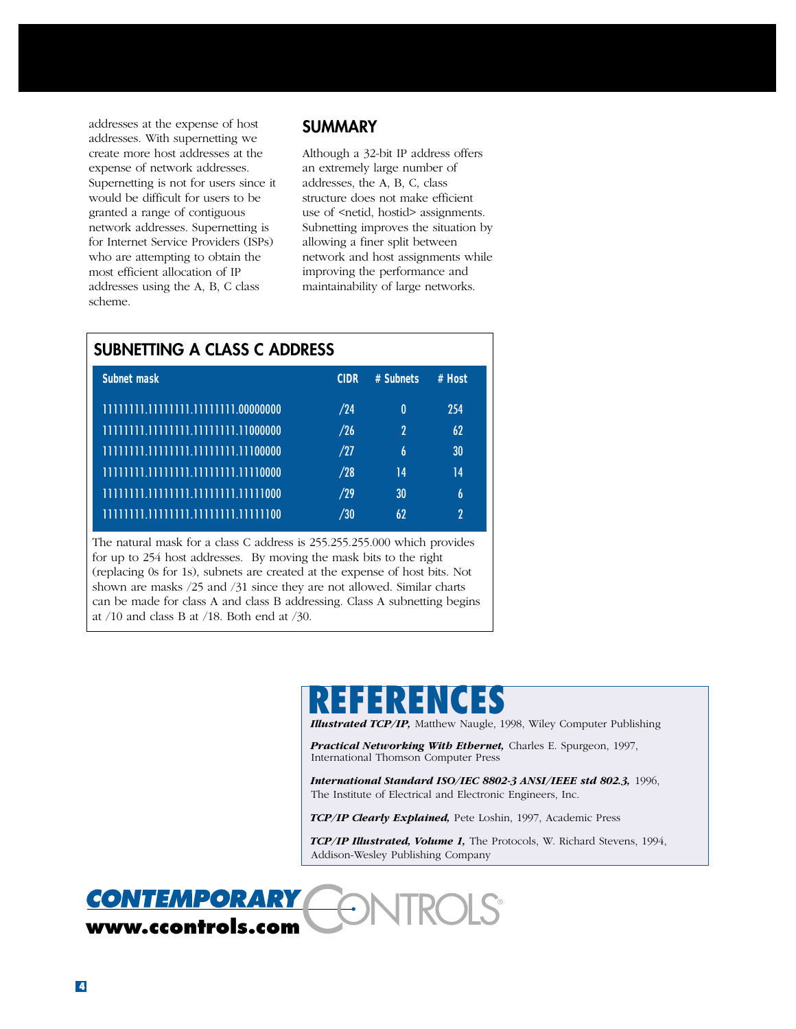addresses at the expense of host addresses. With supernetting we create more host addresses at the expense of network addresses. Supernetting is not for users since it would be difficult for users to be granted a range of contiguous network addresses. Supernetting is for Internet Service Providers (ISPs) who are attempting to obtain the most efficient allocation of IP addresses using the A, B, C class scheme.

## SUMMARY

Although a 32-bit IP address offers an extremely large number of addresses, the A, B, C, class structure does not make efficient use of <netid, hostid> assignments. Subnetting improves the situation by allowing a finer split between network and host assignments while improving the performance and maintainability of large networks.

## SUBNETTING A CLASS C ADDRESS

| Subnet mask | CIDR | # Subnets | # Host |
|---|---|---|---|
| 11111111.11111111.11111111.00000000 | /24 | 0 | 254 |
| 11111111.11111111.11111111.11000000 | /26 | 2 | 62 |
| 11111111.11111111.11111111.11100000 | /27 | 6 | 30 |
| 11111111.11111111.11111111.11110000 | /28 | 14 | 14 |
| 11111111.11111111.11111111.11111000 | /29 | 30 | 6 |
| 11111111.11111111.11111111.11111100 | /30 | 62 | 2 |

The natural mask for a class C address is 255.255.255.000 which provides for up to 254 host addresses. By moving the mask bits to the right (replacing 0s for 1s), subnets are created at the expense of host bits. Not shown are masks /25 and /31 since they are not allowed. Similar charts can be made for class A and class B addressing. Class A subnetting begins at /10 and class B at /18. Both end at /30.

# REFERENCES

***Illustrated TCP/IP,*** Matthew Naugle, 1998, Wiley Computer Publishing

***Practical Networking With Ethernet,*** Charles E. Spurgeon, 1997, International Thomson Computer Press

***International Standard ISO/IEC 8802-3 ANSI/IEEE std 802.3,*** 1996, The Institute of Electrical and Electronic Engineers, Inc.

***TCP/IP Clearly Explained,*** Pete Loshin, 1997, Academic Press

***TCP/IP Illustrated, Volume 1,*** The Protocols, W. Richard Stevens, 1994, Addison-Wesley Publishing Company

**CONTEMPORARY CONTROLS**
**www.ccontrols.com**